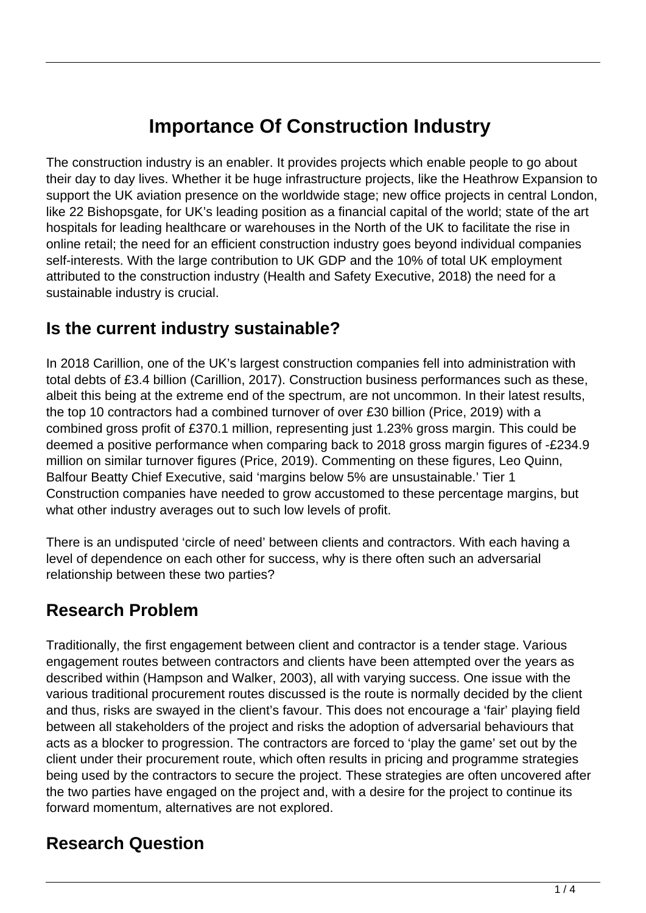# Importance Of Construction Industry

The construction industry is an enabler. It provides projects which enable people to go about their day to day lives. Whether it be huge infrastructure projects, like the Heathrow Expansion to support the UK aviation presence on the worldwide stage; new office projects in central London, like 22 Bishopsgate, for UK's leading position as a financial capital of the world; state of the art hospitals for leading healthcare or warehouses in the North of the UK to facilitate the rise in online retail; the need for an efficient construction industry goes beyond individual companies self-interests. With the large contribution to UK GDP and the 10% of total UK employment attributed to the construction industry (Health and Safety Executive, 2018) the need for a sustainable industry is crucial.

## Is the current industry sustainable?

In 2018 Carillion, one of the UK's largest construction companies fell into administration with total debts of £3.4 billion (Carillion, 2017). Construction business performances such as these, albeit this being at the extreme end of the spectrum, are not uncommon. In their latest results, the top 10 contractors had a combined turnover of over £30 billion (Price, 2019) with a combined gross profit of £370.1 million, representing just 1.23% gross margin. This could be deemed a positive performance when comparing back to 2018 gross margin figures of -£234.9 million on similar turnover figures (Price, 2019). Commenting on these figures, Leo Quinn, Balfour Beatty Chief Executive, said 'margins below 5% are unsustainable.' Tier 1 Construction companies have needed to grow accustomed to these percentage margins, but what other industry averages out to such low levels of profit.

There is an undisputed 'circle of need' between clients and contractors. With each having a level of dependence on each other for success, why is there often such an adversarial relationship between these two parties?

## Research Problem

Traditionally, the first engagement between client and contractor is a tender stage. Various engagement routes between contractors and clients have been attempted over the years as described within (Hampson and Walker, 2003), all with varying success. One issue with the various traditional procurement routes discussed is the route is normally decided by the client and thus, risks are swayed in the client's favour. This does not encourage a 'fair' playing field between all stakeholders of the project and risks the adoption of adversarial behaviours that acts as a blocker to progression. The contractors are forced to 'play the game' set out by the client under their procurement route, which often results in pricing and programme strategies being used by the contractors to secure the project. These strategies are often uncovered after the two parties have engaged on the project and, with a desire for the project to continue its forward momentum, alternatives are not explored.

## Research Question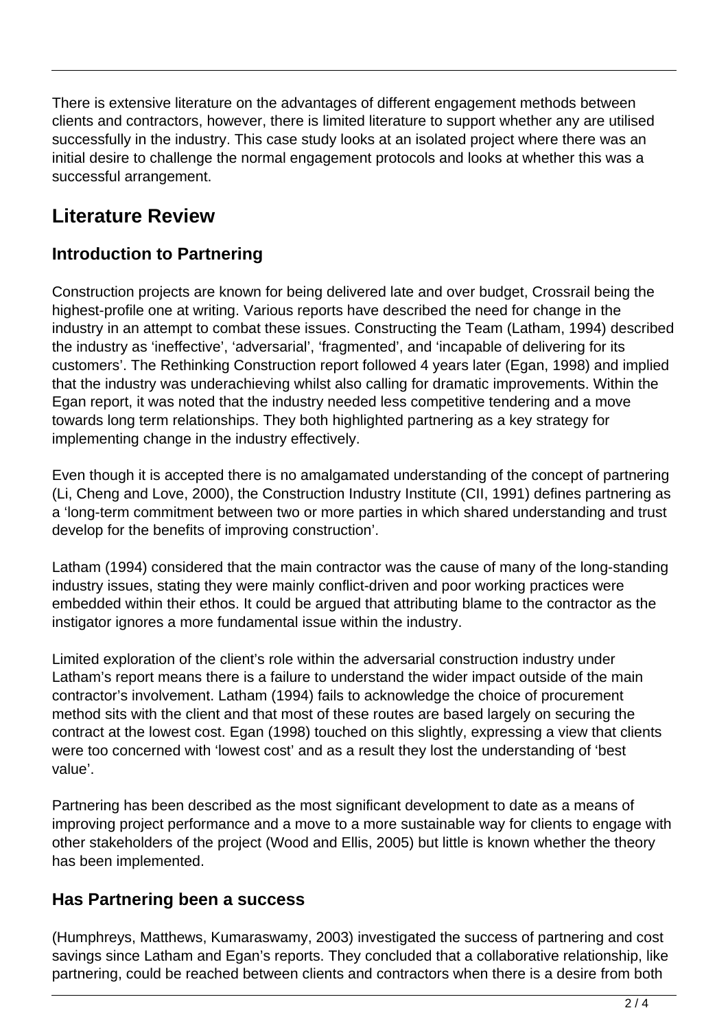There is extensive literature on the advantages of different engagement methods between clients and contractors, however, there is limited literature to support whether any are utilised successfully in the industry. This case study looks at an isolated project where there was an initial desire to challenge the normal engagement protocols and looks at whether this was a successful arrangement.

## Literature Review

### Introduction to Partnering

Construction projects are known for being delivered late and over budget, Crossrail being the highest-profile one at writing. Various reports have described the need for change in the industry in an attempt to combat these issues. Constructing the Team (Latham, 1994) described the industry as 'ineffective', 'adversarial', 'fragmented', and 'incapable of delivering for its customers'. The Rethinking Construction report followed 4 years later (Egan, 1998) and implied that the industry was underachieving whilst also calling for dramatic improvements. Within the Egan report, it was noted that the industry needed less competitive tendering and a move towards long term relationships. They both highlighted partnering as a key strategy for implementing change in the industry effectively.

Even though it is accepted there is no amalgamated understanding of the concept of partnering (Li, Cheng and Love, 2000), the Construction Industry Institute (CII, 1991) defines partnering as a 'long-term commitment between two or more parties in which shared understanding and trust develop for the benefits of improving construction'.

Latham (1994) considered that the main contractor was the cause of many of the long-standing industry issues, stating they were mainly conflict-driven and poor working practices were embedded within their ethos. It could be argued that attributing blame to the contractor as the instigator ignores a more fundamental issue within the industry.

Limited exploration of the client's role within the adversarial construction industry under Latham's report means there is a failure to understand the wider impact outside of the main contractor's involvement. Latham (1994) fails to acknowledge the choice of procurement method sits with the client and that most of these routes are based largely on securing the contract at the lowest cost. Egan (1998) touched on this slightly, expressing a view that clients were too concerned with 'lowest cost' and as a result they lost the understanding of 'best value'.

Partnering has been described as the most significant development to date as a means of improving project performance and a move to a more sustainable way for clients to engage with other stakeholders of the project (Wood and Ellis, 2005) but little is known whether the theory has been implemented.

### Has Partnering been a success

(Humphreys, Matthews, Kumaraswamy, 2003) investigated the success of partnering and cost savings since Latham and Egan's reports. They concluded that a collaborative relationship, like partnering, could be reached between clients and contractors when there is a desire from both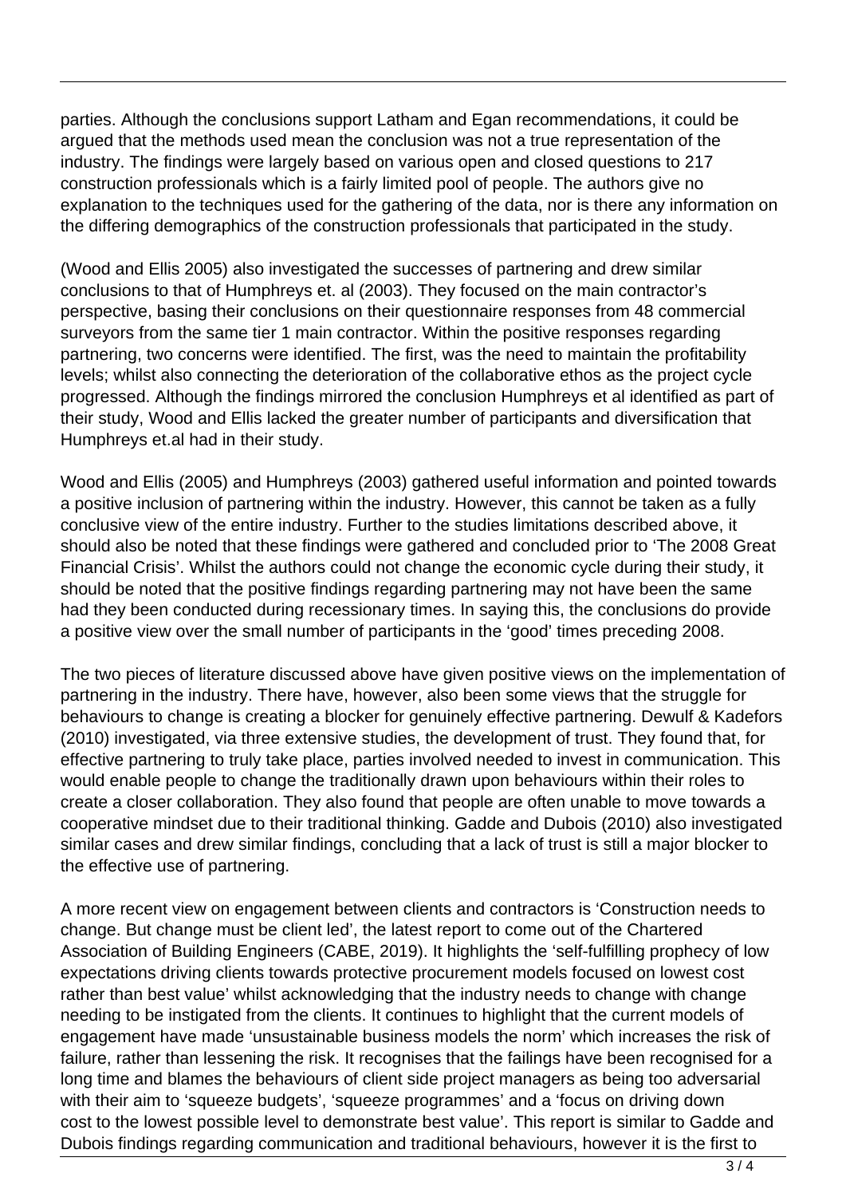parties. Although the conclusions support Latham and Egan recommendations, it could be argued that the methods used mean the conclusion was not a true representation of the industry. The findings were largely based on various open and closed questions to 217 construction professionals which is a fairly limited pool of people. The authors give no explanation to the techniques used for the gathering of the data, nor is there any information on the differing demographics of the construction professionals that participated in the study.

(Wood and Ellis 2005) also investigated the successes of partnering and drew similar conclusions to that of Humphreys et. al (2003). They focused on the main contractor's perspective, basing their conclusions on their questionnaire responses from 48 commercial surveyors from the same tier 1 main contractor. Within the positive responses regarding partnering, two concerns were identified. The first, was the need to maintain the profitability levels; whilst also connecting the deterioration of the collaborative ethos as the project cycle progressed. Although the findings mirrored the conclusion Humphreys et al identified as part of their study, Wood and Ellis lacked the greater number of participants and diversification that Humphreys et.al had in their study.

Wood and Ellis (2005) and Humphreys (2003) gathered useful information and pointed towards a positive inclusion of partnering within the industry. However, this cannot be taken as a fully conclusive view of the entire industry. Further to the studies limitations described above, it should also be noted that these findings were gathered and concluded prior to 'The 2008 Great Financial Crisis'. Whilst the authors could not change the economic cycle during their study, it should be noted that the positive findings regarding partnering may not have been the same had they been conducted during recessionary times. In saying this, the conclusions do provide a positive view over the small number of participants in the 'good' times preceding 2008.

The two pieces of literature discussed above have given positive views on the implementation of partnering in the industry. There have, however, also been some views that the struggle for behaviours to change is creating a blocker for genuinely effective partnering. Dewulf & Kadefors (2010) investigated, via three extensive studies, the development of trust. They found that, for effective partnering to truly take place, parties involved needed to invest in communication. This would enable people to change the traditionally drawn upon behaviours within their roles to create a closer collaboration. They also found that people are often unable to move towards a cooperative mindset due to their traditional thinking. Gadde and Dubois (2010) also investigated similar cases and drew similar findings, concluding that a lack of trust is still a major blocker to the effective use of partnering.

A more recent view on engagement between clients and contractors is 'Construction needs to change. But change must be client led', the latest report to come out of the Chartered Association of Building Engineers (CABE, 2019). It highlights the 'self-fulfilling prophecy of low expectations driving clients towards protective procurement models focused on lowest cost rather than best value' whilst acknowledging that the industry needs to change with change needing to be instigated from the clients. It continues to highlight that the current models of engagement have made 'unsustainable business models the norm' which increases the risk of failure, rather than lessening the risk. It recognises that the failings have been recognised for a long time and blames the behaviours of client side project managers as being too adversarial with their aim to 'squeeze budgets', 'squeeze programmes' and a 'focus on driving down cost to the lowest possible level to demonstrate best value'. This report is similar to Gadde and Dubois findings regarding communication and traditional behaviours, however it is the first to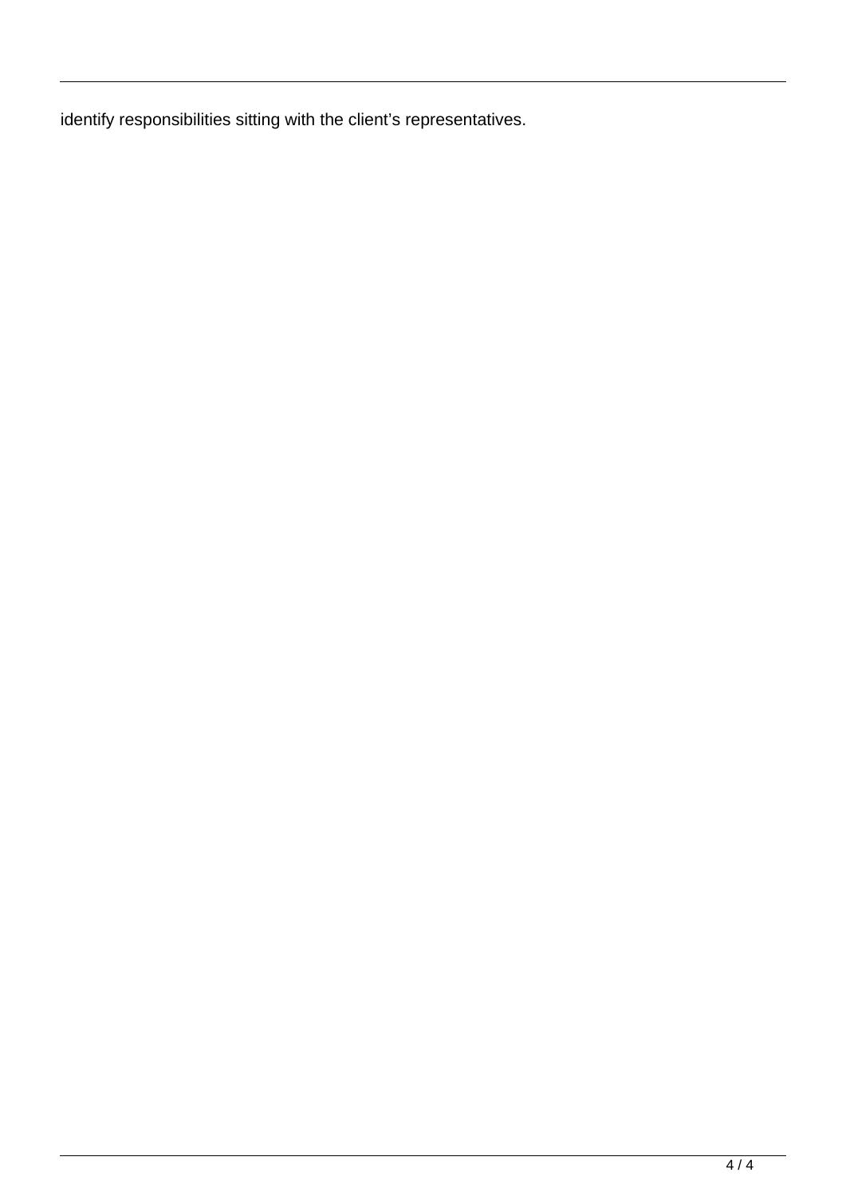identify responsibilities sitting with the client’s representatives.